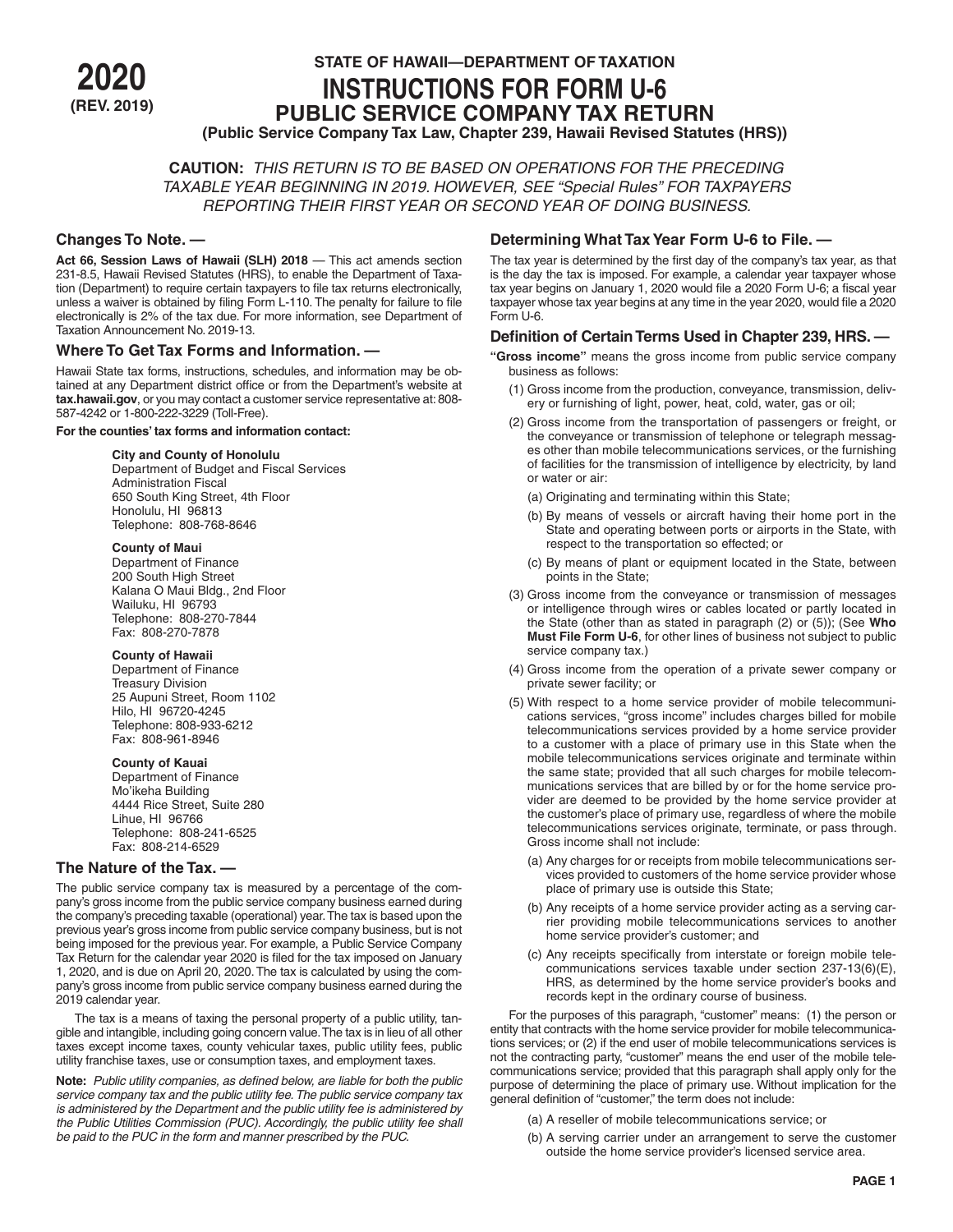**2020**
**(REV. 2019)**

# STATE OF HAWAII—DEPARTMENT OF TAXATION

# INSTRUCTIONS FOR FORM U-6

## PUBLIC SERVICE COMPANY TAX RETURN

**(Public Service Company Tax Law, Chapter 239, Hawaii Revised Statutes (HRS))**

**CAUTION:** *THIS RETURN IS TO BE BASED ON OPERATIONS FOR THE PRECEDING TAXABLE YEAR BEGINNING IN 2019. HOWEVER, SEE "Special Rules" FOR TAXPAYERS REPORTING THEIR FIRST YEAR OR SECOND YEAR OF DOING BUSINESS.*

### Changes To Note. —

**Act 66, Session Laws of Hawaii (SLH) 2018** — This act amends section 231-8.5, Hawaii Revised Statutes (HRS), to enable the Department of Taxation (Department) to require certain taxpayers to file tax returns electronically, unless a waiver is obtained by filing Form L-110. The penalty for failure to file electronically is 2% of the tax due. For more information, see Department of Taxation Announcement No. 2019-13.

### Where To Get Tax Forms and Information. —

Hawaii State tax forms, instructions, schedules, and information may be obtained at any Department district office or from the Department's website at **tax.hawaii.gov**, or you may contact a customer service representative at: 808-587-4242 or 1-800-222-3229 (Toll-Free).

**For the counties' tax forms and information contact:**

**City and County of Honolulu**
Department of Budget and Fiscal Services
Administration Fiscal
650 South King Street, 4th Floor
Honolulu, HI 96813
Telephone: 808-768-8646

**County of Maui**
Department of Finance
200 South High Street
Kalana O Maui Bldg., 2nd Floor
Wailuku, HI 96793
Telephone: 808-270-7844
Fax: 808-270-7878

**County of Hawaii**
Department of Finance
Treasury Division
25 Aupuni Street, Room 1102
Hilo, HI 96720-4245
Telephone: 808-933-6212
Fax: 808-961-8946

**County of Kauai**
Department of Finance
Mo'ikeha Building
4444 Rice Street, Suite 280
Lihue, HI 96766
Telephone: 808-241-6525
Fax: 808-214-6529

### The Nature of the Tax. —

The public service company tax is measured by a percentage of the company's gross income from the public service company business earned during the company's preceding taxable (operational) year. The tax is based upon the previous year's gross income from public service company business, but is not being imposed for the previous year. For example, a Public Service Company Tax Return for the calendar year 2020 is filed for the tax imposed on January 1, 2020, and is due on April 20, 2020. The tax is calculated by using the company's gross income from public service company business earned during the 2019 calendar year.

The tax is a means of taxing the personal property of a public utility, tangible and intangible, including going concern value. The tax is in lieu of all other taxes except income taxes, county vehicular taxes, public utility fees, public utility franchise taxes, use or consumption taxes, and employment taxes.

**Note:** *Public utility companies, as defined below, are liable for both the public service company tax and the public utility fee. The public service company tax is administered by the Department and the public utility fee is administered by the Public Utilities Commission (PUC). Accordingly, the public utility fee shall be paid to the PUC in the form and manner prescribed by the PUC.*

### Determining What Tax Year Form U-6 to File. —

The tax year is determined by the first day of the company's tax year, as that is the day the tax is imposed. For example, a calendar year taxpayer whose tax year begins on January 1, 2020 would file a 2020 Form U-6; a fiscal year taxpayer whose tax year begins at any time in the year 2020, would file a 2020 Form U-6.

### Definition of Certain Terms Used in Chapter 239, HRS. —

**"Gross income"** means the gross income from public service company business as follows:

(1) Gross income from the production, conveyance, transmission, delivery or furnishing of light, power, heat, cold, water, gas or oil;

(2) Gross income from the transportation of passengers or freight, or the conveyance or transmission of telephone or telegraph messages other than mobile telecommunications services, or the furnishing of facilities for the transmission of intelligence by electricity, by land or water or air:

- (a) Originating and terminating within this State;
- (b) By means of vessels or aircraft having their home port in the State and operating between ports or airports in the State, with respect to the transportation so effected; or
- (c) By means of plant or equipment located in the State, between points in the State;

(3) Gross income from the conveyance or transmission of messages or intelligence through wires or cables located or partly located in the State (other than as stated in paragraph (2) or (5)); (See **Who Must File Form U-6**, for other lines of business not subject to public service company tax.)

(4) Gross income from the operation of a private sewer company or private sewer facility; or

(5) With respect to a home service provider of mobile telecommunications services, "gross income" includes charges billed for mobile telecommunications services provided by a home service provider to a customer with a place of primary use in this State when the mobile telecommunications services originate and terminate within the same state; provided that all such charges for mobile telecommunications services that are billed by or for the home service provider are deemed to be provided by the home service provider at the customer's place of primary use, regardless of where the mobile telecommunications services originate, terminate, or pass through. Gross income shall not include:

- (a) Any charges for or receipts from mobile telecommunications services provided to customers of the home service provider whose place of primary use is outside this State;
- (b) Any receipts of a home service provider acting as a serving carrier providing mobile telecommunications services to another home service provider's customer; and
- (c) Any receipts specifically from interstate or foreign mobile telecommunications services taxable under section 237-13(6)(E), HRS, as determined by the home service provider's books and records kept in the ordinary course of business.

For the purposes of this paragraph, "customer" means: (1) the person or entity that contracts with the home service provider for mobile telecommunications services; or (2) if the end user of mobile telecommunications services is not the contracting party, "customer" means the end user of the mobile telecommunications service; provided that this paragraph shall apply only for the purpose of determining the place of primary use. Without implication for the general definition of "customer," the term does not include:

- (a) A reseller of mobile telecommunications service; or
- (b) A serving carrier under an arrangement to serve the customer outside the home service provider's licensed service area.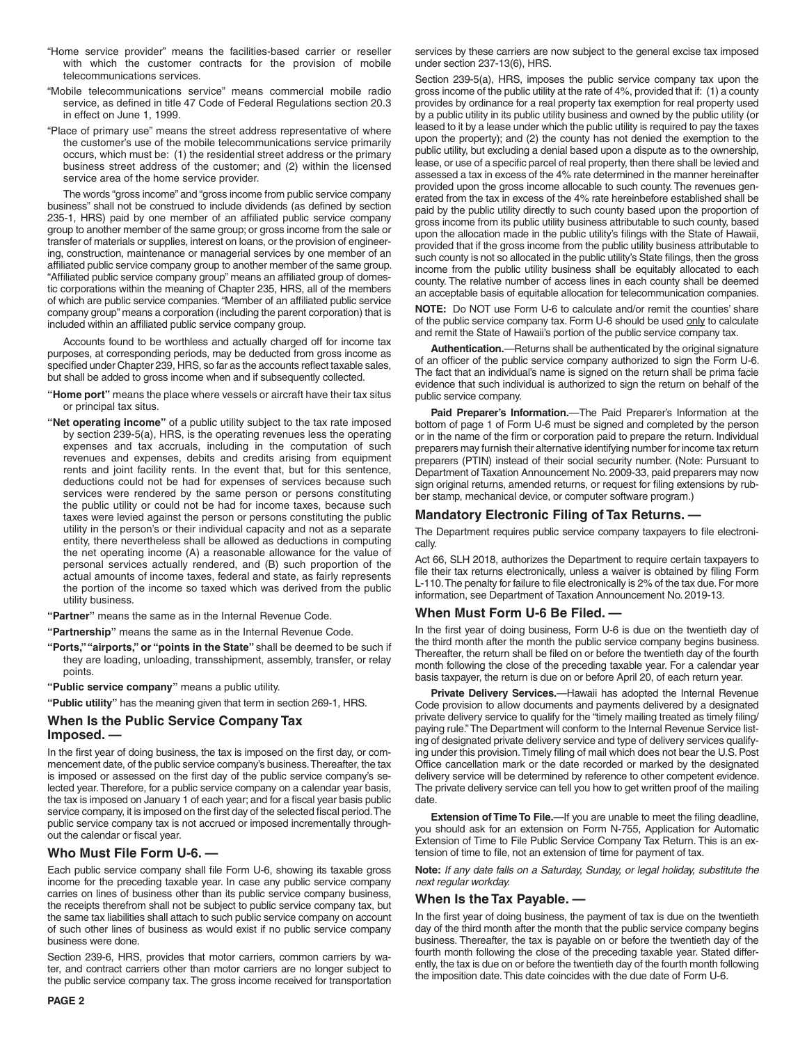"Home service provider" means the facilities-based carrier or reseller with which the customer contracts for the provision of mobile telecommunications services.

"Mobile telecommunications service" means commercial mobile radio service, as defined in title 47 Code of Federal Regulations section 20.3 in effect on June 1, 1999.

"Place of primary use" means the street address representative of where the customer's use of the mobile telecommunications service primarily occurs, which must be: (1) the residential street address or the primary business street address of the customer; and (2) within the licensed service area of the home service provider.

The words "gross income" and "gross income from public service company business" shall not be construed to include dividends (as defined by section 235-1, HRS) paid by one member of an affiliated public service company group to another member of the same group; or gross income from the sale or transfer of materials or supplies, interest on loans, or the provision of engineering, construction, maintenance or managerial services by one member of an affiliated public service company group to another member of the same group. "Affiliated public service company group" means an affiliated group of domestic corporations within the meaning of Chapter 235, HRS, all of the members of which are public service companies. "Member of an affiliated public service company group" means a corporation (including the parent corporation) that is included within an affiliated public service company group.

Accounts found to be worthless and actually charged off for income tax purposes, at corresponding periods, may be deducted from gross income as specified under Chapter 239, HRS, so far as the accounts reflect taxable sales, but shall be added to gross income when and if subsequently collected.

**"Home port"** means the place where vessels or aircraft have their tax situs or principal tax situs.

**"Net operating income"** of a public utility subject to the tax rate imposed by section 239-5(a), HRS, is the operating revenues less the operating expenses and tax accruals, including in the computation of such revenues and expenses, debits and credits arising from equipment rents and joint facility rents. In the event that, but for this sentence, deductions could not be had for expenses of services because such services were rendered by the same person or persons constituting the public utility or could not be had for income taxes, because such taxes were levied against the person or persons constituting the public utility in the person's or their individual capacity and not as a separate entity, there nevertheless shall be allowed as deductions in computing the net operating income (A) a reasonable allowance for the value of personal services actually rendered, and (B) such proportion of the actual amounts of income taxes, federal and state, as fairly represents the portion of the income so taxed which was derived from the public utility business.

**"Partner"** means the same as in the Internal Revenue Code.

**"Partnership"** means the same as in the Internal Revenue Code.

**"Ports," "airports," or "points in the State"** shall be deemed to be such if they are loading, unloading, transshipment, assembly, transfer, or relay points.

**"Public service company"** means a public utility.

**"Public utility"** has the meaning given that term in section 269-1, HRS.

## When Is the Public Service Company Tax Imposed. —

In the first year of doing business, the tax is imposed on the first day, or commencement date, of the public service company's business. Thereafter, the tax is imposed or assessed on the first day of the public service company's selected year. Therefore, for a public service company on a calendar year basis, the tax is imposed on January 1 of each year; and for a fiscal year basis public service company, it is imposed on the first day of the selected fiscal period. The public service company tax is not accrued or imposed incrementally throughout the calendar or fiscal year.

## Who Must File Form U-6. —

Each public service company shall file Form U-6, showing its taxable gross income for the preceding taxable year. In case any public service company carries on lines of business other than its public service company business, the receipts therefrom shall not be subject to public service company tax, but the same tax liabilities shall attach to such public service company on account of such other lines of business as would exist if no public service company business were done.

Section 239-6, HRS, provides that motor carriers, common carriers by water, and contract carriers other than motor carriers are no longer subject to the public service company tax. The gross income received for transportation services by these carriers are now subject to the general excise tax imposed under section 237-13(6), HRS.

Section 239-5(a), HRS, imposes the public service company tax upon the gross income of the public utility at the rate of 4%, provided that if: (1) a county provides by ordinance for a real property tax exemption for real property used by a public utility in its public utility business and owned by the public utility (or leased to it by a lease under which the public utility is required to pay the taxes upon the property); and (2) the county has not denied the exemption to the public utility, but excluding a denial based upon a dispute as to the ownership, lease, or use of a specific parcel of real property, then there shall be levied and assessed a tax in excess of the 4% rate determined in the manner hereinafter provided upon the gross income allocable to such county. The revenues generated from the tax in excess of the 4% rate hereinbefore established shall be paid by the public utility directly to such county based upon the proportion of gross income from its public utility business attributable to such county, based upon the allocation made in the public utility's filings with the State of Hawaii, provided that if the gross income from the public utility business attributable to such county is not so allocated in the public utility's State filings, then the gross income from the public utility business shall be equitably allocated to each county. The relative number of access lines in each county shall be deemed an acceptable basis of equitable allocation for telecommunication companies.

**NOTE:** Do NOT use Form U-6 to calculate and/or remit the counties' share of the public service company tax. Form U-6 should be used only to calculate and remit the State of Hawaii's portion of the public service company tax.

**Authentication.**—Returns shall be authenticated by the original signature of an officer of the public service company authorized to sign the Form U-6. The fact that an individual's name is signed on the return shall be prima facie evidence that such individual is authorized to sign the return on behalf of the public service company.

**Paid Preparer's Information.**—The Paid Preparer's Information at the bottom of page 1 of Form U-6 must be signed and completed by the person or in the name of the firm or corporation paid to prepare the return. Individual preparers may furnish their alternative identifying number for income tax return preparers (PTIN) instead of their social security number. (Note: Pursuant to Department of Taxation Announcement No. 2009-33, paid preparers may now sign original returns, amended returns, or request for filing extensions by rubber stamp, mechanical device, or computer software program.)

## Mandatory Electronic Filing of Tax Returns. —

The Department requires public service company taxpayers to file electronically.

Act 66, SLH 2018, authorizes the Department to require certain taxpayers to file their tax returns electronically, unless a waiver is obtained by filing Form L-110. The penalty for failure to file electronically is 2% of the tax due. For more information, see Department of Taxation Announcement No. 2019-13.

## When Must Form U-6 Be Filed. —

In the first year of doing business, Form U-6 is due on the twentieth day of the third month after the month the public service company begins business. Thereafter, the return shall be filed on or before the twentieth day of the fourth month following the close of the preceding taxable year. For a calendar year basis taxpayer, the return is due on or before April 20, of each return year.

**Private Delivery Services.**—Hawaii has adopted the Internal Revenue Code provision to allow documents and payments delivered by a designated private delivery service to qualify for the "timely mailing treated as timely filing/paying rule." The Department will conform to the Internal Revenue Service listing of designated private delivery service and type of delivery services qualifying under this provision. Timely filing of mail which does not bear the U.S. Post Office cancellation mark or the date recorded or marked by the designated delivery service will be determined by reference to other competent evidence. The private delivery service can tell you how to get written proof of the mailing date.

**Extension of Time To File.**—If you are unable to meet the filing deadline, you should ask for an extension on Form N-755, Application for Automatic Extension of Time to File Public Service Company Tax Return. This is an extension of time to file, not an extension of time for payment of tax.

**Note:** *If any date falls on a Saturday, Sunday, or legal holiday, substitute the next regular workday.*

## When Is the Tax Payable. —

In the first year of doing business, the payment of tax is due on the twentieth day of the third month after the month that the public service company begins business. Thereafter, the tax is payable on or before the twentieth day of the fourth month following the close of the preceding taxable year. Stated differently, the tax is due on or before the twentieth day of the fourth month following the imposition date. This date coincides with the due date of Form U-6.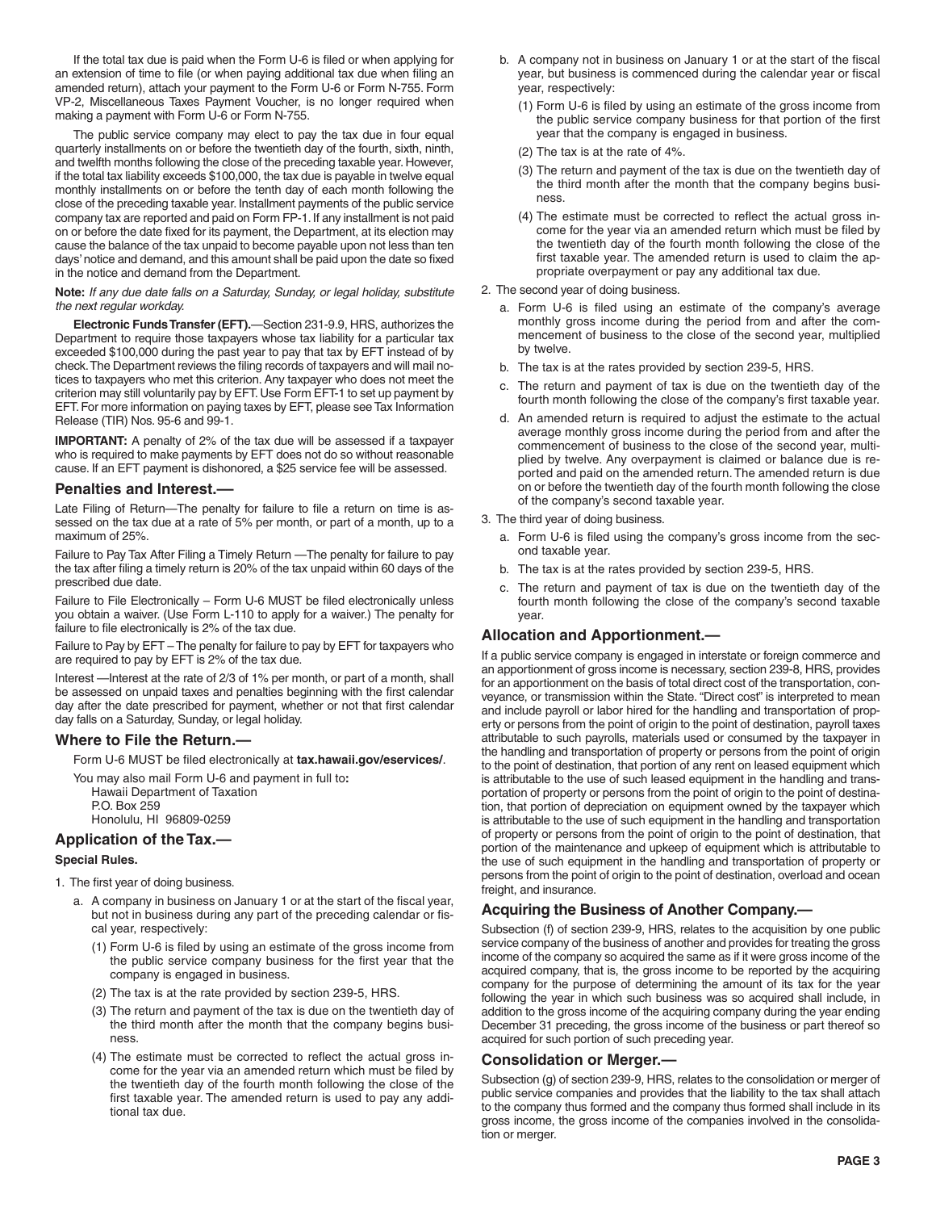If the total tax due is paid when the Form U-6 is filed or when applying for an extension of time to file (or when paying additional tax due when filing an amended return), attach your payment to the Form U-6 or Form N-755. Form VP-2, Miscellaneous Taxes Payment Voucher, is no longer required when making a payment with Form U-6 or Form N-755.

The public service company may elect to pay the tax due in four equal quarterly installments on or before the twentieth day of the fourth, sixth, ninth, and twelfth months following the close of the preceding taxable year. However, if the total tax liability exceeds $100,000, the tax due is payable in twelve equal monthly installments on or before the tenth day of each month following the close of the preceding taxable year. Installment payments of the public service company tax are reported and paid on Form FP-1. If any installment is not paid on or before the date fixed for its payment, the Department, at its election may cause the balance of the tax unpaid to become payable upon not less than ten days' notice and demand, and this amount shall be paid upon the date so fixed in the notice and demand from the Department.

**Note:** *If any due date falls on a Saturday, Sunday, or legal holiday, substitute the next regular workday.*

**Electronic Funds Transfer (EFT).**—Section 231-9.9, HRS, authorizes the Department to require those taxpayers whose tax liability for a particular tax exceeded $100,000 during the past year to pay that tax by EFT instead of by check. The Department reviews the filing records of taxpayers and will mail notices to taxpayers who met this criterion. Any taxpayer who does not meet the criterion may still voluntarily pay by EFT. Use Form EFT-1 to set up payment by EFT. For more information on paying taxes by EFT, please see Tax Information Release (TIR) Nos. 95-6 and 99-1.

**IMPORTANT:** A penalty of 2% of the tax due will be assessed if a taxpayer who is required to make payments by EFT does not do so without reasonable cause. If an EFT payment is dishonored, a $25 service fee will be assessed.

## Penalties and Interest.—

Late Filing of Return—The penalty for failure to file a return on time is assessed on the tax due at a rate of 5% per month, or part of a month, up to a maximum of 25%.

Failure to Pay Tax After Filing a Timely Return —The penalty for failure to pay the tax after filing a timely return is 20% of the tax unpaid within 60 days of the prescribed due date.

Failure to File Electronically – Form U-6 MUST be filed electronically unless you obtain a waiver. (Use Form L-110 to apply for a waiver.) The penalty for failure to file electronically is 2% of the tax due.

Failure to Pay by EFT – The penalty for failure to pay by EFT for taxpayers who are required to pay by EFT is 2% of the tax due.

Interest —Interest at the rate of 2/3 of 1% per month, or part of a month, shall be assessed on unpaid taxes and penalties beginning with the first calendar day after the date prescribed for payment, whether or not that first calendar day falls on a Saturday, Sunday, or legal holiday.

## Where to File the Return.—

Form U-6 MUST be filed electronically at **tax.hawaii.gov/eservices/**.

You may also mail Form U-6 and payment in full to**:**
Hawaii Department of Taxation
P.O. Box 259
Honolulu, HI 96809-0259

## Application of the Tax.—

**Special Rules.**

1. The first year of doing business.
   a. A company in business on January 1 or at the start of the fiscal year, but not in business during any part of the preceding calendar or fiscal year, respectively:
      (1) Form U-6 is filed by using an estimate of the gross income from the public service company business for the first year that the company is engaged in business.
      (2) The tax is at the rate provided by section 239-5, HRS.
      (3) The return and payment of the tax is due on the twentieth day of the third month after the month that the company begins business.
      (4) The estimate must be corrected to reflect the actual gross income for the year via an amended return which must be filed by the twentieth day of the fourth month following the close of the first taxable year. The amended return is used to pay any additional tax due.
   b. A company not in business on January 1 or at the start of the fiscal year, but business is commenced during the calendar year or fiscal year, respectively:
      (1) Form U-6 is filed by using an estimate of the gross income from the public service company business for that portion of the first year that the company is engaged in business.
      (2) The tax is at the rate of 4%.
      (3) The return and payment of the tax is due on the twentieth day of the third month after the month that the company begins business.
      (4) The estimate must be corrected to reflect the actual gross income for the year via an amended return which must be filed by the twentieth day of the fourth month following the close of the first taxable year. The amended return is used to claim the appropriate overpayment or pay any additional tax due.
2. The second year of doing business.
   a. Form U-6 is filed using an estimate of the company's average monthly gross income during the period from and after the commencement of business to the close of the second year, multiplied by twelve.
   b. The tax is at the rates provided by section 239-5, HRS.
   c. The return and payment of tax is due on the twentieth day of the fourth month following the close of the company's first taxable year.
   d. An amended return is required to adjust the estimate to the actual average monthly gross income during the period from and after the commencement of business to the close of the second year, multiplied by twelve. Any overpayment is claimed or balance due is reported and paid on the amended return. The amended return is due on or before the twentieth day of the fourth month following the close of the company's second taxable year.
3. The third year of doing business.
   a. Form U-6 is filed using the company's gross income from the second taxable year.
   b. The tax is at the rates provided by section 239-5, HRS.
   c. The return and payment of tax is due on the twentieth day of the fourth month following the close of the company's second taxable year.

## Allocation and Apportionment.—

If a public service company is engaged in interstate or foreign commerce and an apportionment of gross income is necessary, section 239-8, HRS, provides for an apportionment on the basis of total direct cost of the transportation, conveyance, or transmission within the State. "Direct cost" is interpreted to mean and include payroll or labor hired for the handling and transportation of property or persons from the point of origin to the point of destination, payroll taxes attributable to such payrolls, materials used or consumed by the taxpayer in the handling and transportation of property or persons from the point of origin to the point of destination, that portion of any rent on leased equipment which is attributable to the use of such leased equipment in the handling and transportation of property or persons from the point of origin to the point of destination, that portion of depreciation on equipment owned by the taxpayer which is attributable to the use of such equipment in the handling and transportation of property or persons from the point of origin to the point of destination, that portion of the maintenance and upkeep of equipment which is attributable to the use of such equipment in the handling and transportation of property or persons from the point of origin to the point of destination, overload and ocean freight, and insurance.

## Acquiring the Business of Another Company.—

Subsection (f) of section 239-9, HRS, relates to the acquisition by one public service company of the business of another and provides for treating the gross income of the company so acquired the same as if it were gross income of the acquired company, that is, the gross income to be reported by the acquiring company for the purpose of determining the amount of its tax for the year following the year in which such business was so acquired shall include, in addition to the gross income of the acquiring company during the year ending December 31 preceding, the gross income of the business or part thereof so acquired for such portion of such preceding year.

## Consolidation or Merger.—

Subsection (g) of section 239-9, HRS, relates to the consolidation or merger of public service companies and provides that the liability to the tax shall attach to the company thus formed and the company thus formed shall include in its gross income, the gross income of the companies involved in the consolidation or merger.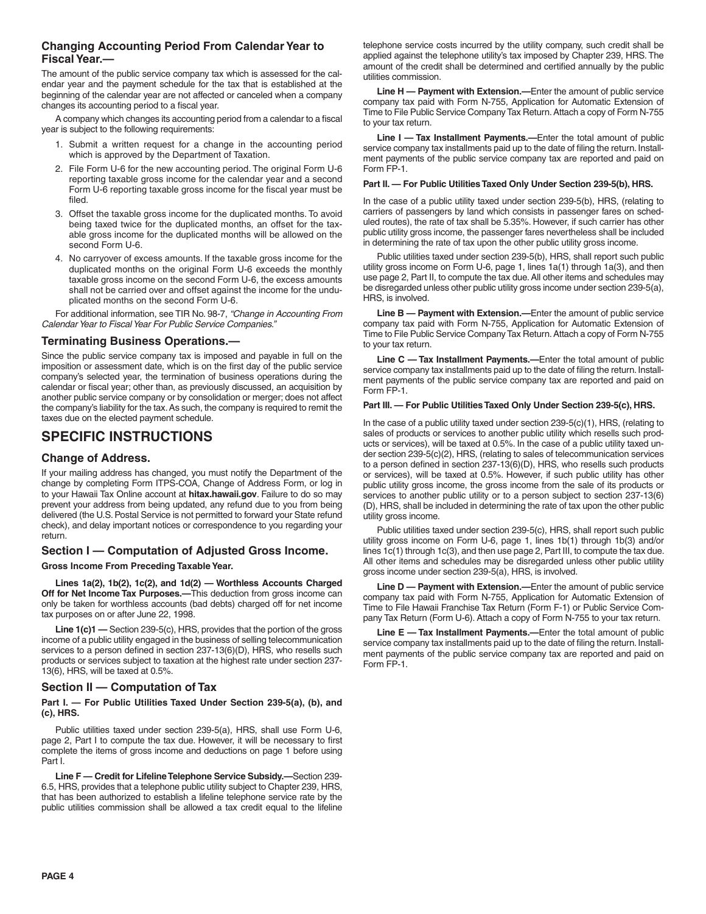### Changing Accounting Period From Calendar Year to Fiscal Year.—

The amount of the public service company tax which is assessed for the calendar year and the payment schedule for the tax that is established at the beginning of the calendar year are not affected or canceled when a company changes its accounting period to a fiscal year.

A company which changes its accounting period from a calendar to a fiscal year is subject to the following requirements:

1. Submit a written request for a change in the accounting period which is approved by the Department of Taxation.
2. File Form U-6 for the new accounting period. The original Form U-6 reporting taxable gross income for the calendar year and a second Form U-6 reporting taxable gross income for the fiscal year must be filed.
3. Offset the taxable gross income for the duplicated months. To avoid being taxed twice for the duplicated months, an offset for the taxable gross income for the duplicated months will be allowed on the second Form U-6.
4. No carryover of excess amounts. If the taxable gross income for the duplicated months on the original Form U-6 exceeds the monthly taxable gross income on the second Form U-6, the excess amounts shall not be carried over and offset against the income for the unduplicated months on the second Form U-6.

For additional information, see TIR No. 98-7, *"Change in Accounting From Calendar Year to Fiscal Year For Public Service Companies."*

### Terminating Business Operations.—

Since the public service company tax is imposed and payable in full on the imposition or assessment date, which is on the first day of the public service company's selected year, the termination of business operations during the calendar or fiscal year; other than, as previously discussed, an acquisition by another public service company or by consolidation or merger; does not affect the company's liability for the tax. As such, the company is required to remit the taxes due on the elected payment schedule.

## SPECIFIC INSTRUCTIONS

### Change of Address.

If your mailing address has changed, you must notify the Department of the change by completing Form ITPS-COA, Change of Address Form, or log in to your Hawaii Tax Online account at **hitax.hawaii.gov**. Failure to do so may prevent your address from being updated, any refund due to you from being delivered (the U.S. Postal Service is not permitted to forward your State refund check), and delay important notices or correspondence to you regarding your return.

### Section I — Computation of Adjusted Gross Income.

**Gross Income From Preceding Taxable Year.**

**Lines 1a(2), 1b(2), 1c(2), and 1d(2) — Worthless Accounts Charged Off for Net Income Tax Purposes.—**This deduction from gross income can only be taken for worthless accounts (bad debts) charged off for net income tax purposes on or after June 22, 1998.

**Line 1(c)1 —** Section 239-5(c), HRS, provides that the portion of the gross income of a public utility engaged in the business of selling telecommunication services to a person defined in section 237-13(6)(D), HRS, who resells such products or services subject to taxation at the highest rate under section 237-13(6), HRS, will be taxed at 0.5%.

### Section II — Computation of Tax

**Part I. — For Public Utilities Taxed Under Section 239-5(a), (b), and (c), HRS.**

Public utilities taxed under section 239-5(a), HRS, shall use Form U-6, page 2, Part I to compute the tax due. However, it will be necessary to first complete the items of gross income and deductions on page 1 before using Part I.

**Line F — Credit for Lifeline Telephone Service Subsidy.—**Section 239-6.5, HRS, provides that a telephone public utility subject to Chapter 239, HRS, that has been authorized to establish a lifeline telephone service rate by the public utilities commission shall be allowed a tax credit equal to the lifeline telephone service costs incurred by the utility company, such credit shall be applied against the telephone utility's tax imposed by Chapter 239, HRS. The amount of the credit shall be determined and certified annually by the public utilities commission.

**Line H — Payment with Extension.—**Enter the amount of public service company tax paid with Form N-755, Application for Automatic Extension of Time to File Public Service Company Tax Return. Attach a copy of Form N-755 to your tax return.

**Line I — Tax Installment Payments.—**Enter the total amount of public service company tax installments paid up to the date of filing the return. Installment payments of the public service company tax are reported and paid on Form FP-1.

**Part II. — For Public Utilities Taxed Only Under Section 239-5(b), HRS.**

In the case of a public utility taxed under section 239-5(b), HRS, (relating to carriers of passengers by land which consists in passenger fares on scheduled routes), the rate of tax shall be 5.35%. However, if such carrier has other public utility gross income, the passenger fares nevertheless shall be included in determining the rate of tax upon the other public utility gross income.

Public utilities taxed under section 239-5(b), HRS, shall report such public utility gross income on Form U-6, page 1, lines 1a(1) through 1a(3), and then use page 2, Part II, to compute the tax due. All other items and schedules may be disregarded unless other public utility gross income under section 239-5(a), HRS, is involved.

**Line B — Payment with Extension.—**Enter the amount of public service company tax paid with Form N-755, Application for Automatic Extension of Time to File Public Service Company Tax Return. Attach a copy of Form N-755 to your tax return.

**Line C — Tax Installment Payments.—**Enter the total amount of public service company tax installments paid up to the date of filing the return. Installment payments of the public service company tax are reported and paid on Form FP-1.

**Part III. — For Public Utilities Taxed Only Under Section 239-5(c), HRS.**

In the case of a public utility taxed under section 239-5(c)(1), HRS, (relating to sales of products or services to another public utility which resells such products or services), will be taxed at 0.5%. In the case of a public utility taxed under section 239-5(c)(2), HRS, (relating to sales of telecommunication services to a person defined in section 237-13(6)(D), HRS, who resells such products or services), will be taxed at 0.5%. However, if such public utility has other public utility gross income, the gross income from the sale of its products or services to another public utility or to a person subject to section 237-13(6)(D), HRS, shall be included in determining the rate of tax upon the other public utility gross income.

Public utilities taxed under section 239-5(c), HRS, shall report such public utility gross income on Form U-6, page 1, lines 1b(1) through 1b(3) and/or lines 1c(1) through 1c(3), and then use page 2, Part III, to compute the tax due. All other items and schedules may be disregarded unless other public utility gross income under section 239-5(a), HRS, is involved.

**Line D — Payment with Extension.—**Enter the amount of public service company tax paid with Form N-755, Application for Automatic Extension of Time to File Hawaii Franchise Tax Return (Form F-1) or Public Service Company Tax Return (Form U-6). Attach a copy of Form N-755 to your tax return.

**Line E — Tax Installment Payments.—**Enter the total amount of public service company tax installments paid up to the date of filing the return. Installment payments of the public service company tax are reported and paid on Form FP-1.